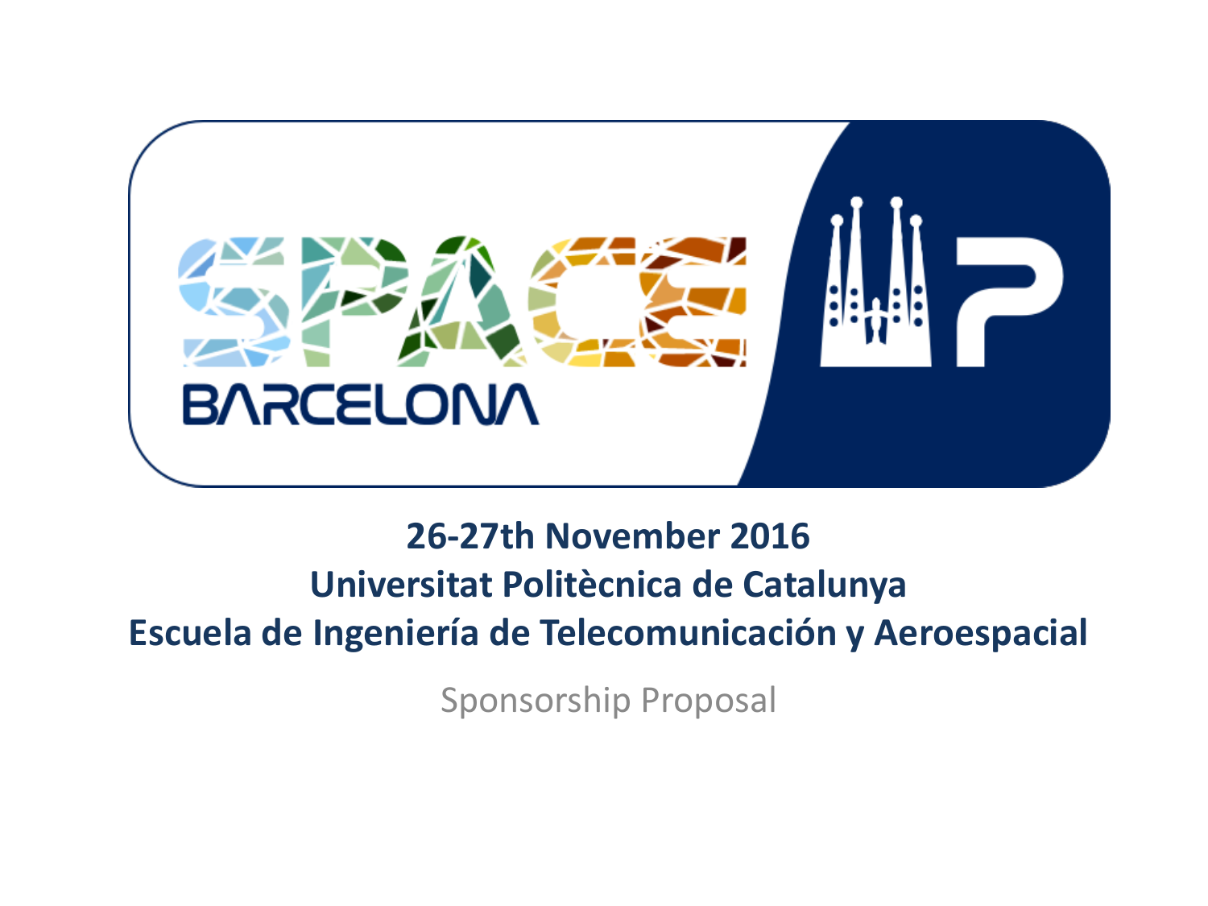# SPACE BARCELONA

**26-27th November 2016**
**Universitat Politècnica de Catalunya**
**Escuela de Ingeniería de Telecomunicación y Aeroespacial**

Sponsorship Proposal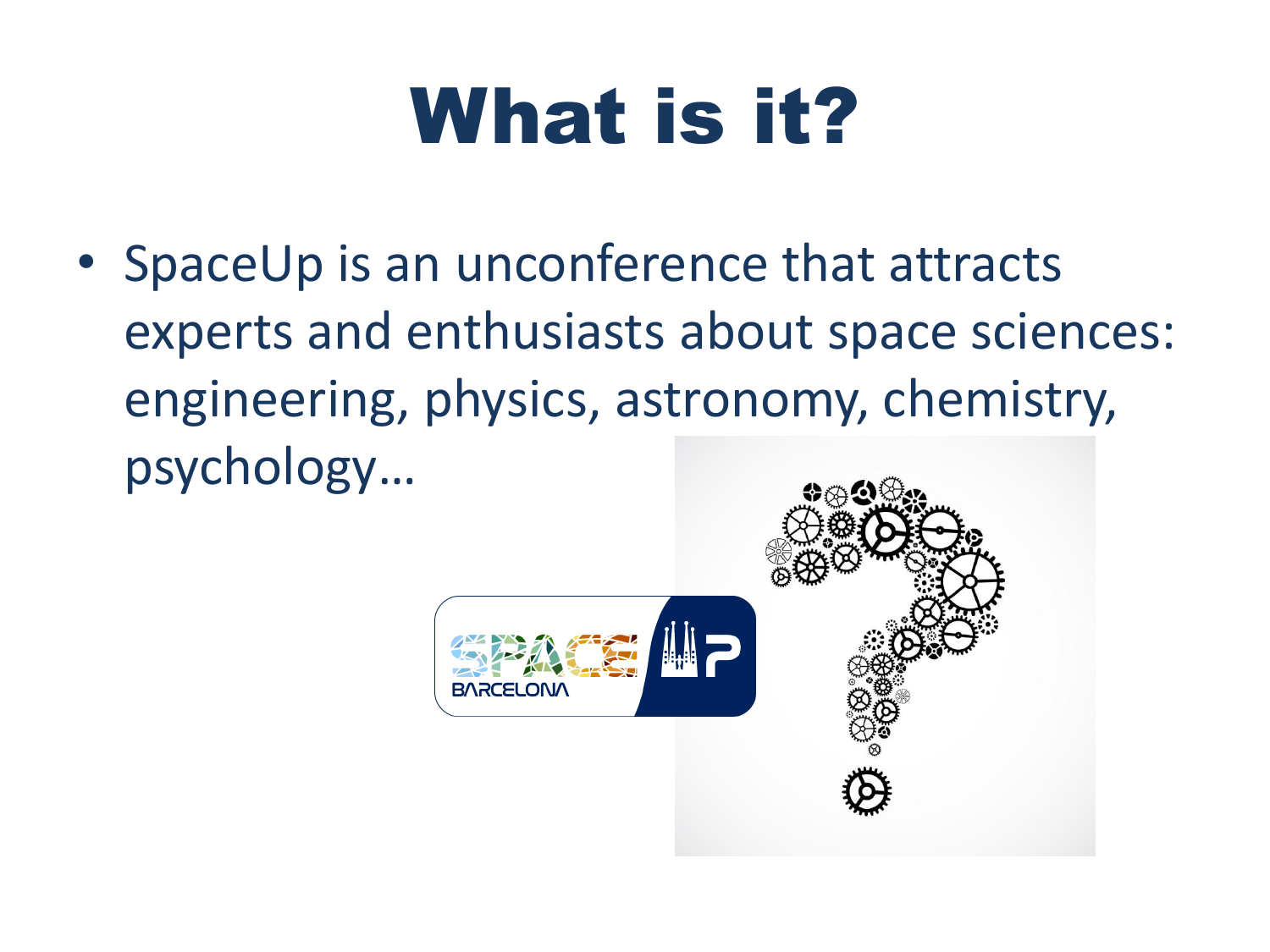# What is it?

- SpaceUp is an unconference that attracts experts and enthusiasts about space sciences: engineering, physics, astronomy, chemistry, psychology…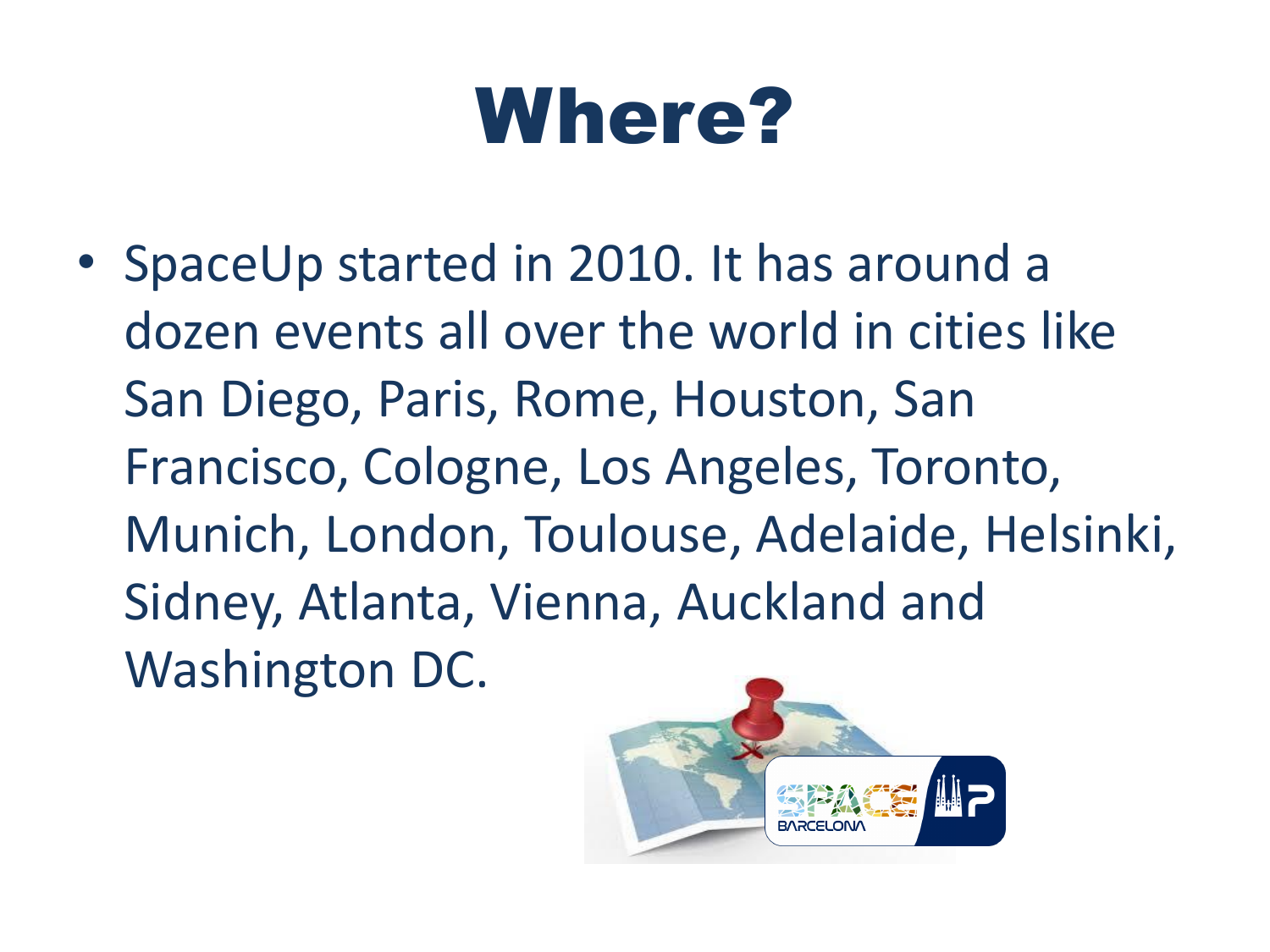# Where?

- SpaceUp started in 2010. It has around a dozen events all over the world in cities like San Diego, Paris, Rome, Houston, San Francisco, Cologne, Los Angeles, Toronto, Munich, London, Toulouse, Adelaide, Helsinki, Sidney, Atlanta, Vienna, Auckland and Washington DC.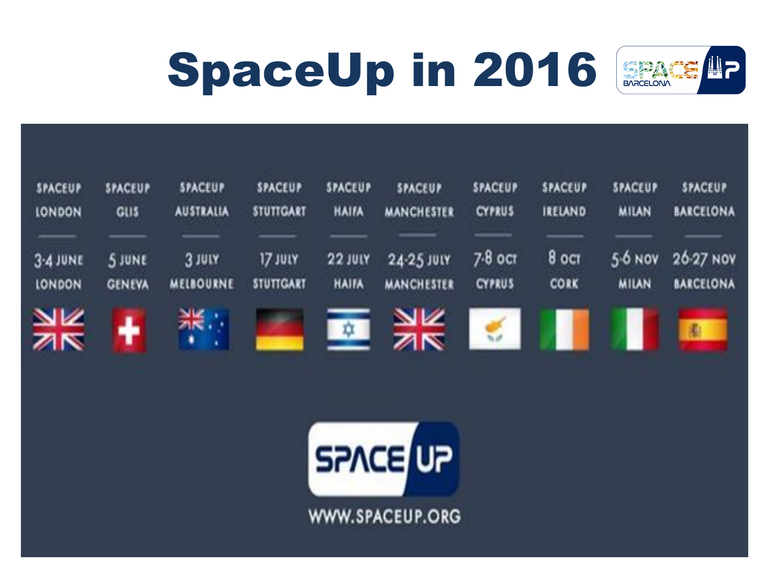# SpaceUp in 2016

| SPACEUP LONDON | SPACEUP GLIS | SPACEUP AUSTRALIA | SPACEUP STUTTGART | SPACEUP HAIFA | SPACEUP MANCHESTER | SPACEUP CYPRUS | SPACEUP IRELAND | SPACEUP MILAN | SPACEUP BARCELONA |
|---|---|---|---|---|---|---|---|---|---|
| 3-4 JUNE | 5 JUNE | 3 JULY | 17 JULY | 22 JULY | 24-25 JULY | 7-8 OCT | 8 OCT | 5-6 NOV | 26-27 NOV |
| LONDON | GENEVA | MELBOURNE | STUTTGART | HAIFA | MANCHESTER | CYPRUS | CORK | MILAN | BARCELONA |

WWW.SPACEUP.ORG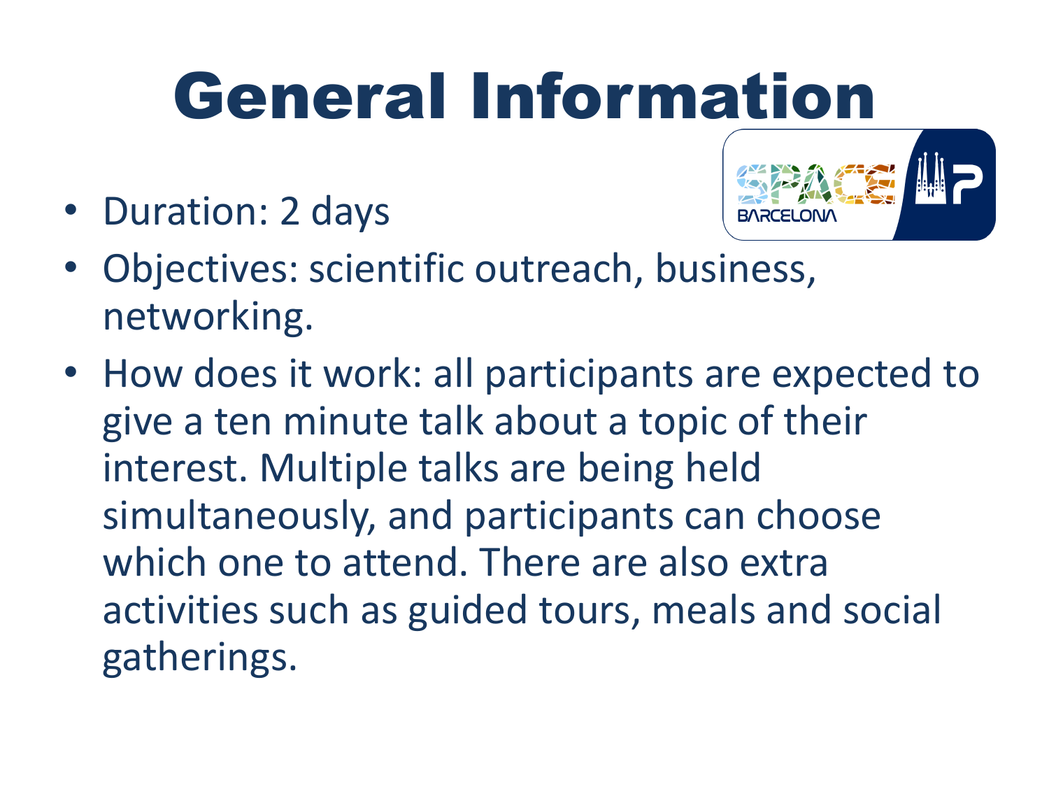# General Information

- Duration: 2 days
- Objectives: scientific outreach, business, networking.
- How does it work: all participants are expected to give a ten minute talk about a topic of their interest. Multiple talks are being held simultaneously, and participants can choose which one to attend. There are also extra activities such as guided tours, meals and social gatherings.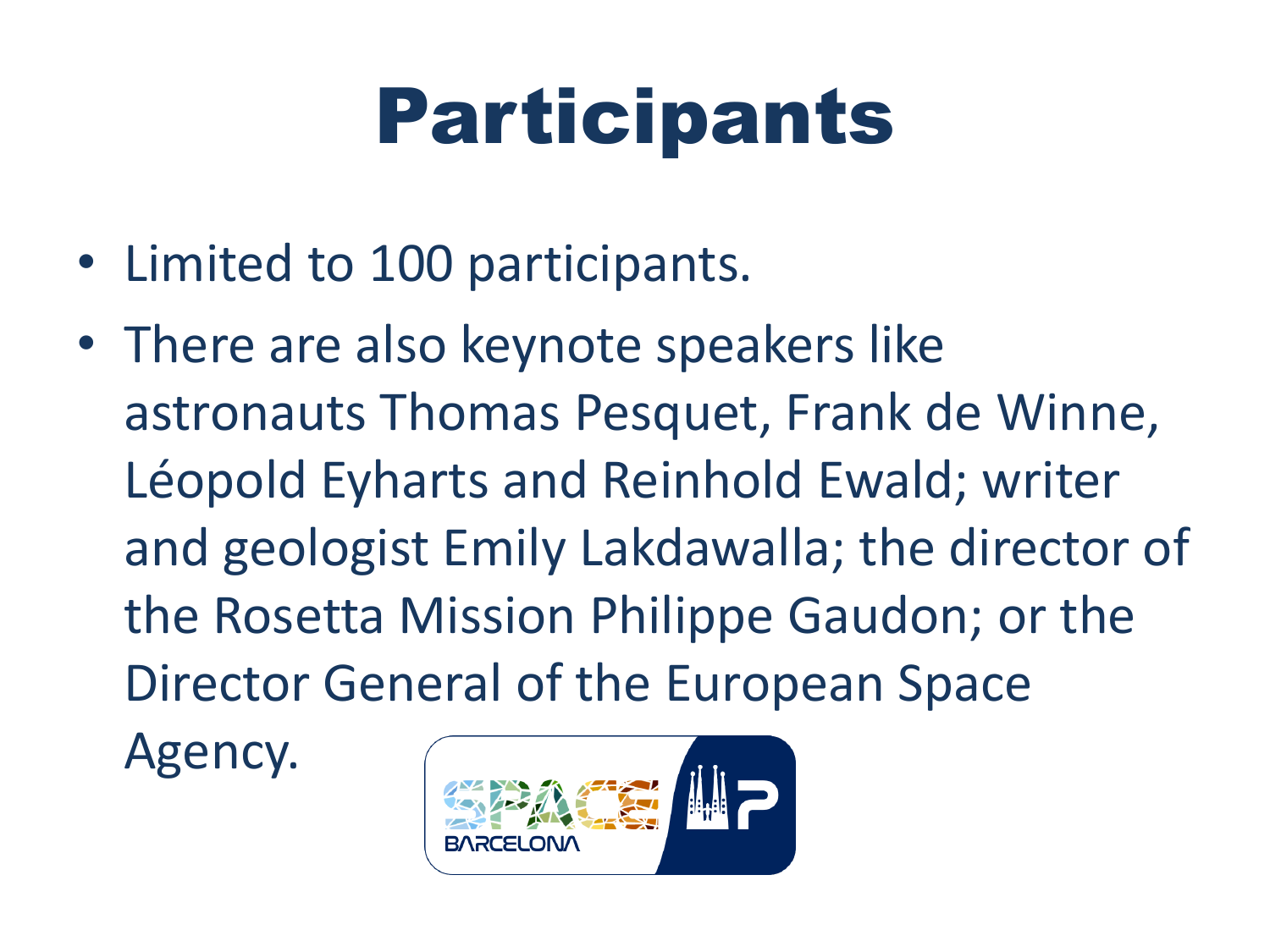# Participants

- Limited to 100 participants.
- There are also keynote speakers like astronauts Thomas Pesquet, Frank de Winne, Léopold Eyharts and Reinhold Ewald; writer and geologist Emily Lakdawalla; the director of the Rosetta Mission Philippe Gaudon; or the Director General of the European Space Agency.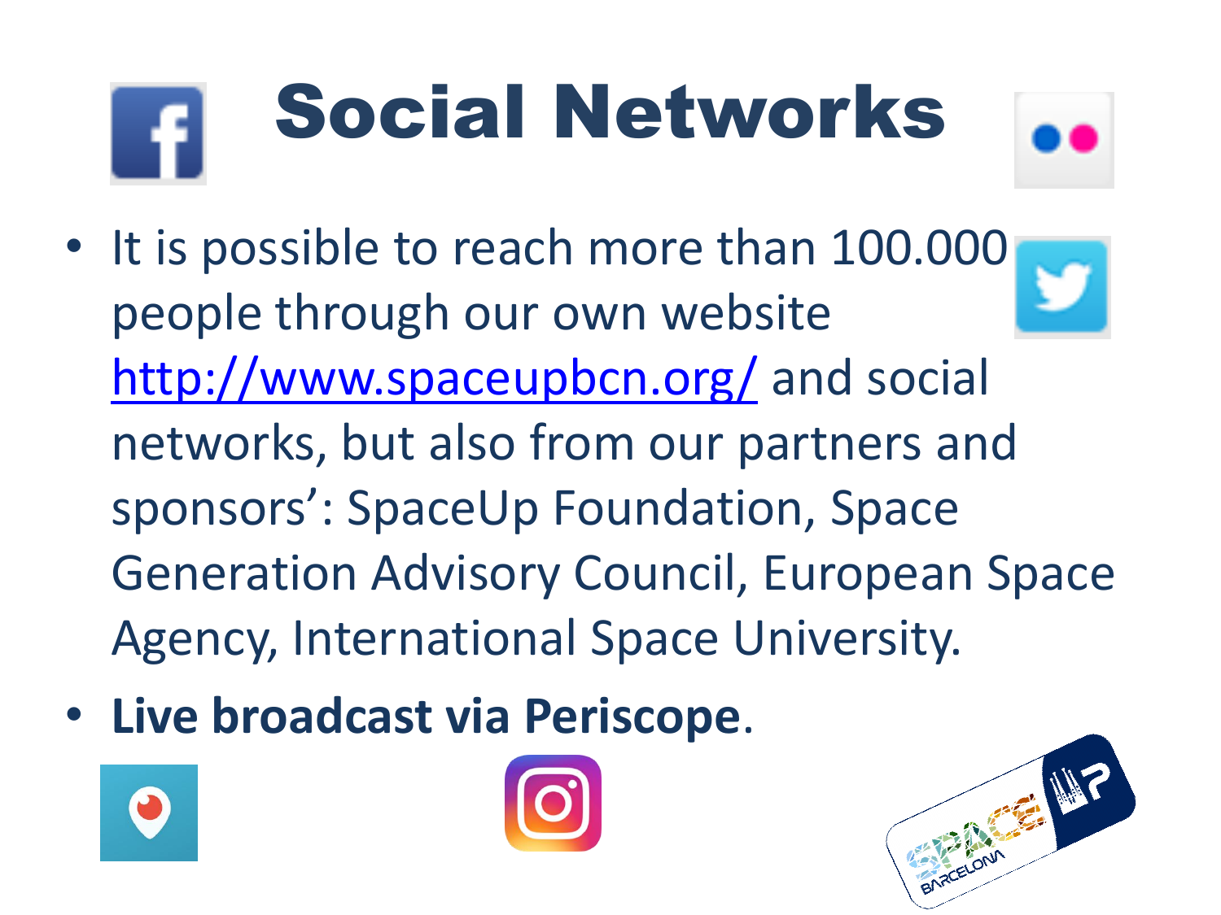# Social Networks

- It is possible to reach more than 100.000 people through our own website http://www.spaceupbcn.org/ and social networks, but also from our partners and sponsors': SpaceUp Foundation, Space Generation Advisory Council, European Space Agency, International Space University.
- **Live broadcast via Periscope**.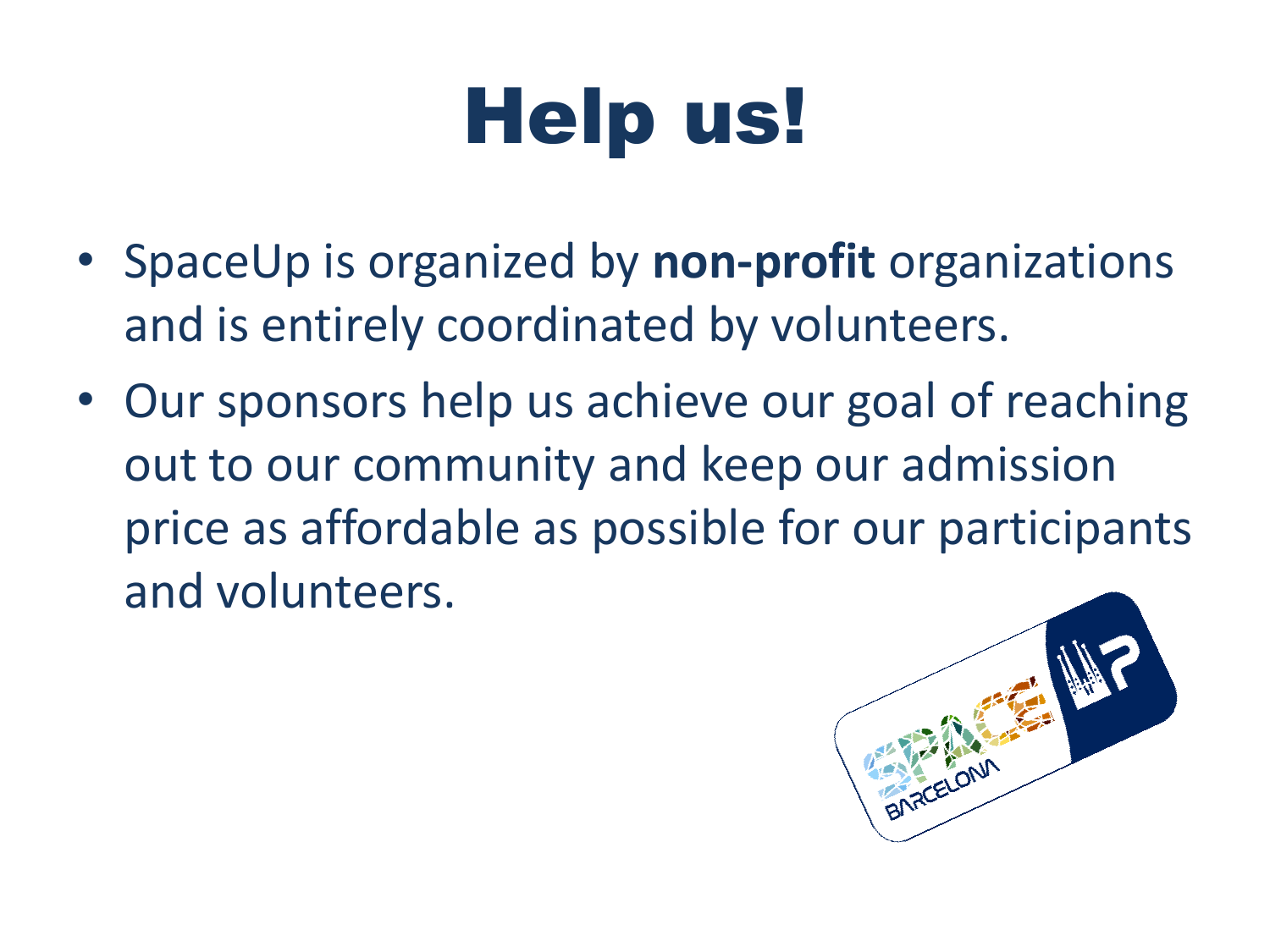# Help us!

- SpaceUp is organized by **non-profit** organizations and is entirely coordinated by volunteers.
- Our sponsors help us achieve our goal of reaching out to our community and keep our admission price as affordable as possible for our participants and volunteers.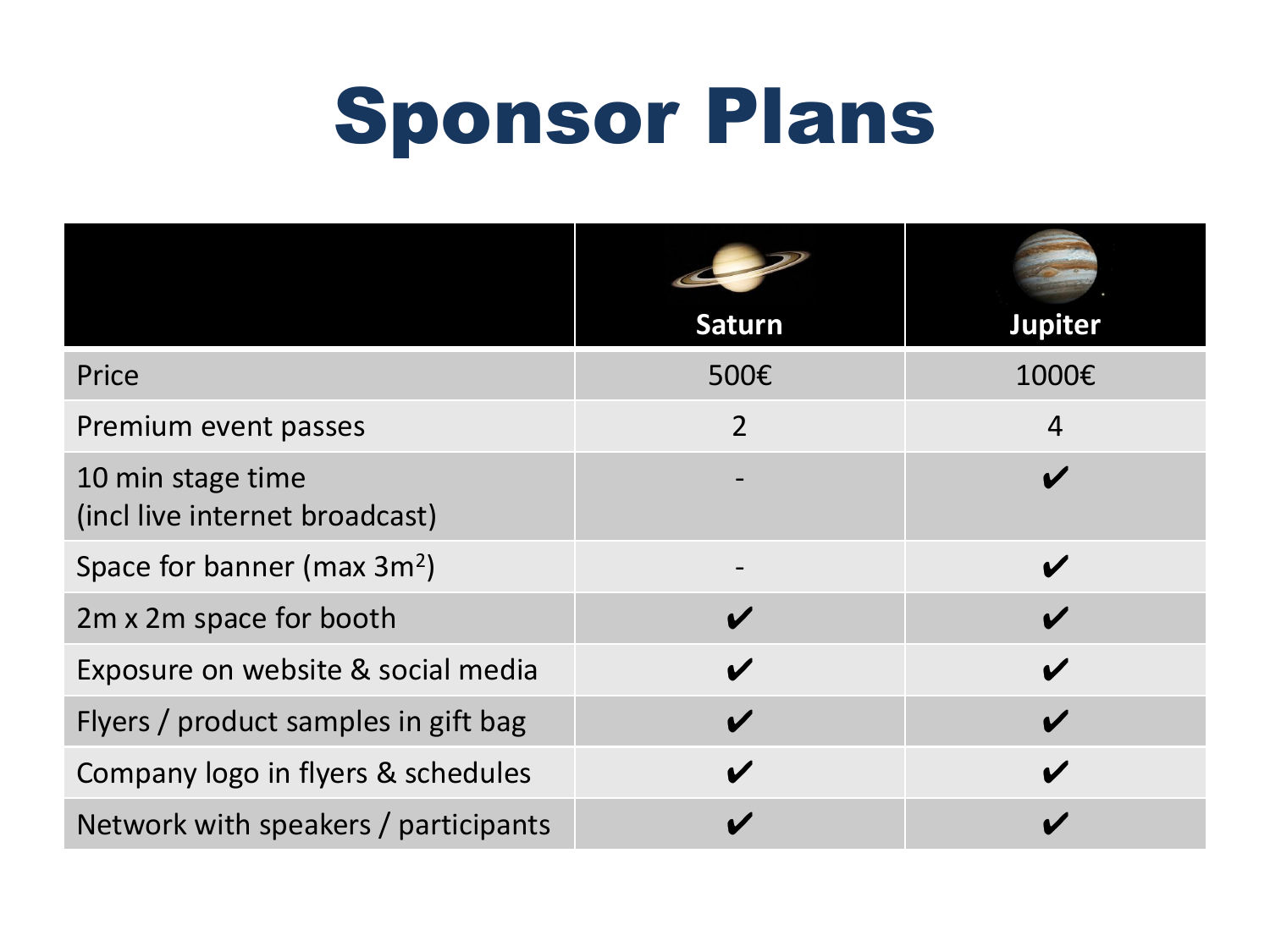# Sponsor Plans

| | Saturn | Jupiter |
|---|---|---|
| Price | 500€ | 1000€ |
| Premium event passes | 2 | 4 |
| 10 min stage time (incl live internet broadcast) | - | ✔ |
| Space for banner (max $3m^2$) | - | ✔ |
| 2m x 2m space for booth | ✔ | ✔ |
| Exposure on website & social media | ✔ | ✔ |
| Flyers / product samples in gift bag | ✔ | ✔ |
| Company logo in flyers & schedules | ✔ | ✔ |
| Network with speakers / participants | ✔ | ✔ |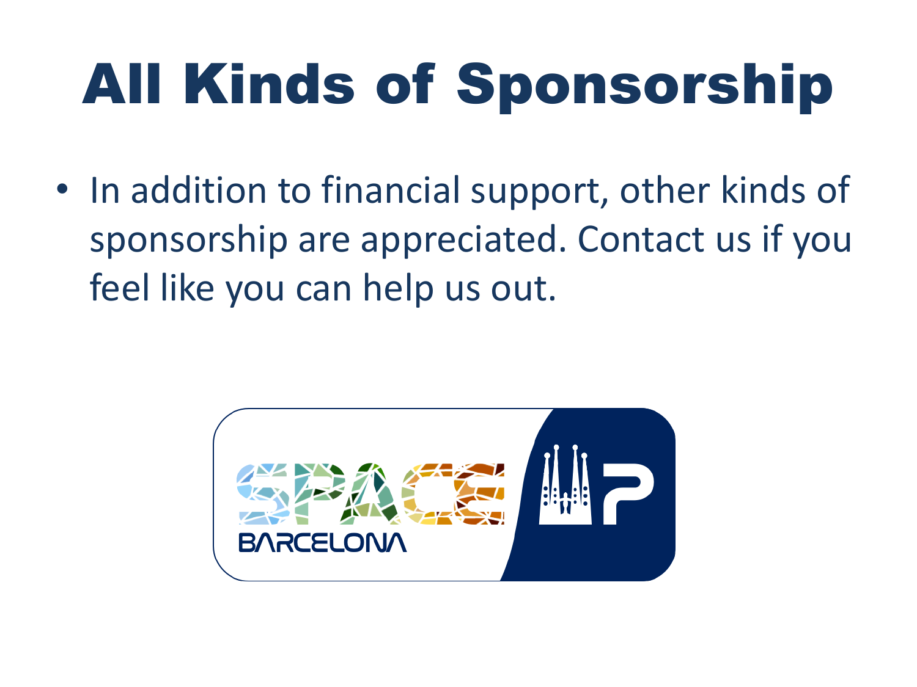# All Kinds of Sponsorship

- In addition to financial support, other kinds of sponsorship are appreciated. Contact us if you feel like you can help us out.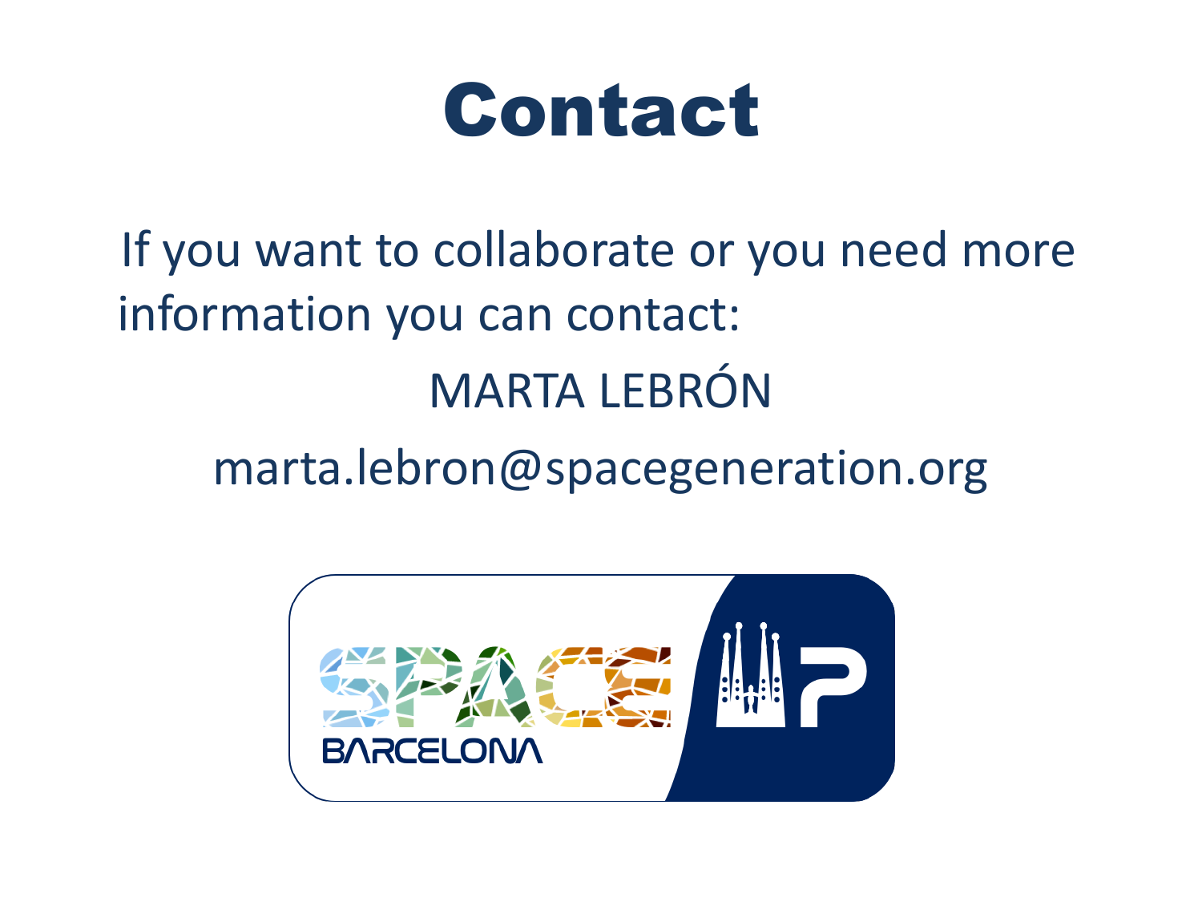# Contact

If you want to collaborate or you need more information you can contact:

MARTA LEBRÓN

marta.lebron@spacegeneration.org